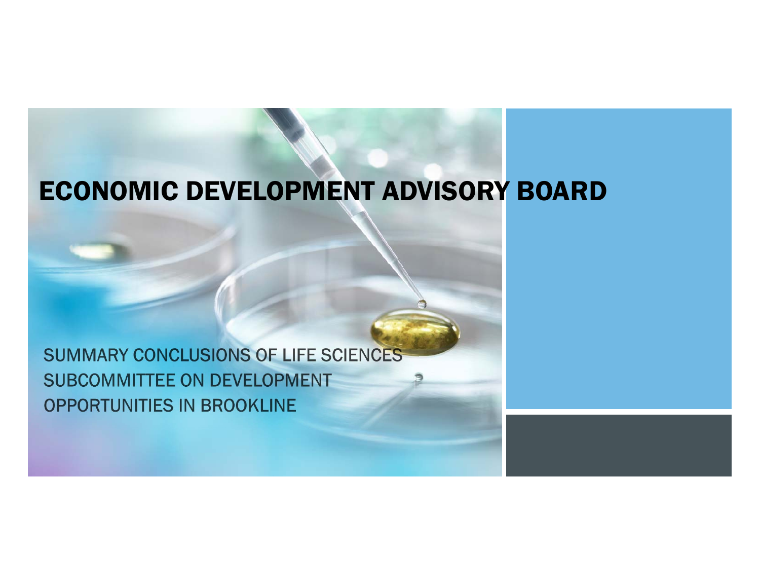# ECONOMIC DEVELOPMENT ADVISORY BOARD

SUMMARY CONCLUSIONS OF LIFE SCIENCES SUBCOMMITTEE ON DEVELOPMENT OPPORTUNITIES IN BROOKLINE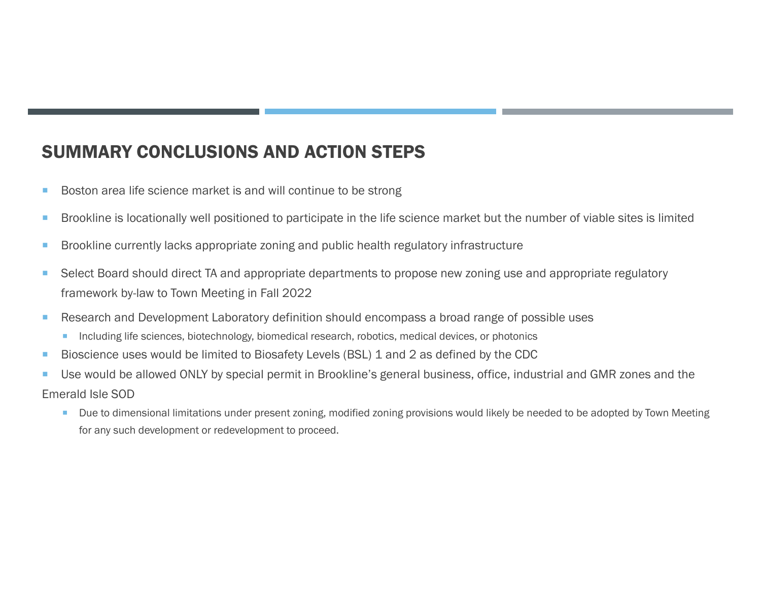## SUMMARY CONCLUSIONS AND ACTION STEPS

- Boston area life science market is and will continue to be strong
- Brookline is locationally well positioned to participate in the life science market but the number of viable sites is limited
- Brookline currently lacks appropriate zoning and public health regulatory infrastructure
- Select Board should direct TA and appropriate departments to propose new zoning use and appropriate regulatory framework by-law to Town Meeting in Fall 2022
- Research and Development Laboratory definition should encompass a broad range of possible uses
  - Including life sciences, biotechnology, biomedical research, robotics, medical devices, or photonics
- Bioscience uses would be limited to Biosafety Levels (BSL) 1 and 2 as defined by the CDC
- Use would be allowed ONLY by special permit in Brookline's general business, office, industrial and GMR zones and the Emerald Isle SOD
  - Due to dimensional limitations under present zoning, modified zoning provisions would likely be needed to be adopted by Town Meeting for any such development or redevelopment to proceed.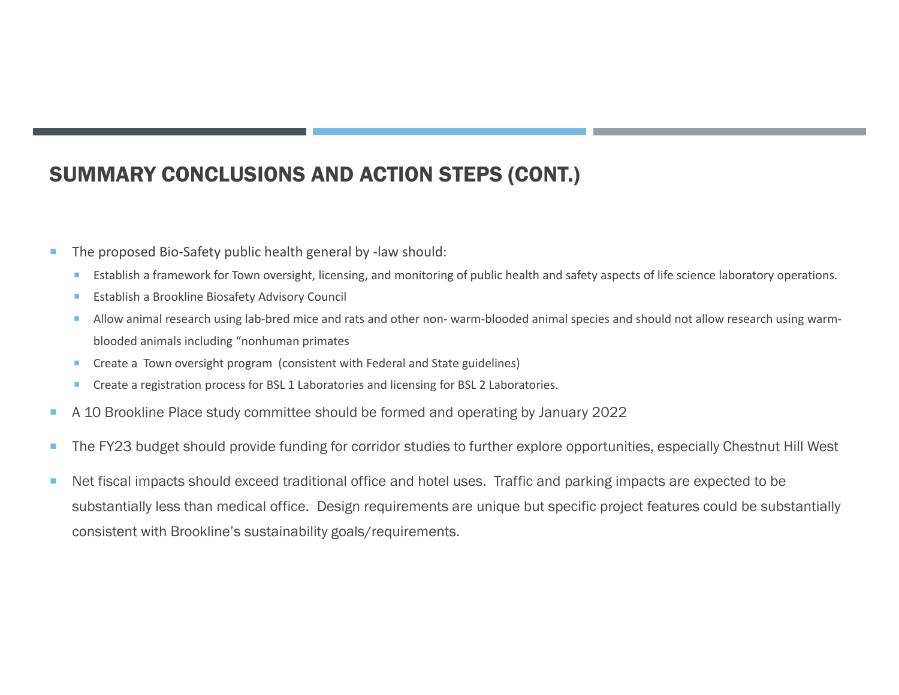## SUMMARY CONCLUSIONS AND ACTION STEPS (CONT.)

- The proposed Bio-Safety public health general by -law should:
  - Establish a framework for Town oversight, licensing, and monitoring of public health and safety aspects of life science laboratory operations.
  - Establish a Brookline Biosafety Advisory Council
  - Allow animal research using lab-bred mice and rats and other non- warm-blooded animal species and should not allow research using warm-blooded animals including "nonhuman primates
  - Create a Town oversight program (consistent with Federal and State guidelines)
  - Create a registration process for BSL 1 Laboratories and licensing for BSL 2 Laboratories.
- A 10 Brookline Place study committee should be formed and operating by January 2022
- The FY23 budget should provide funding for corridor studies to further explore opportunities, especially Chestnut Hill West
- Net fiscal impacts should exceed traditional office and hotel uses. Traffic and parking impacts are expected to be substantially less than medical office. Design requirements are unique but specific project features could be substantially consistent with Brookline's sustainability goals/requirements.